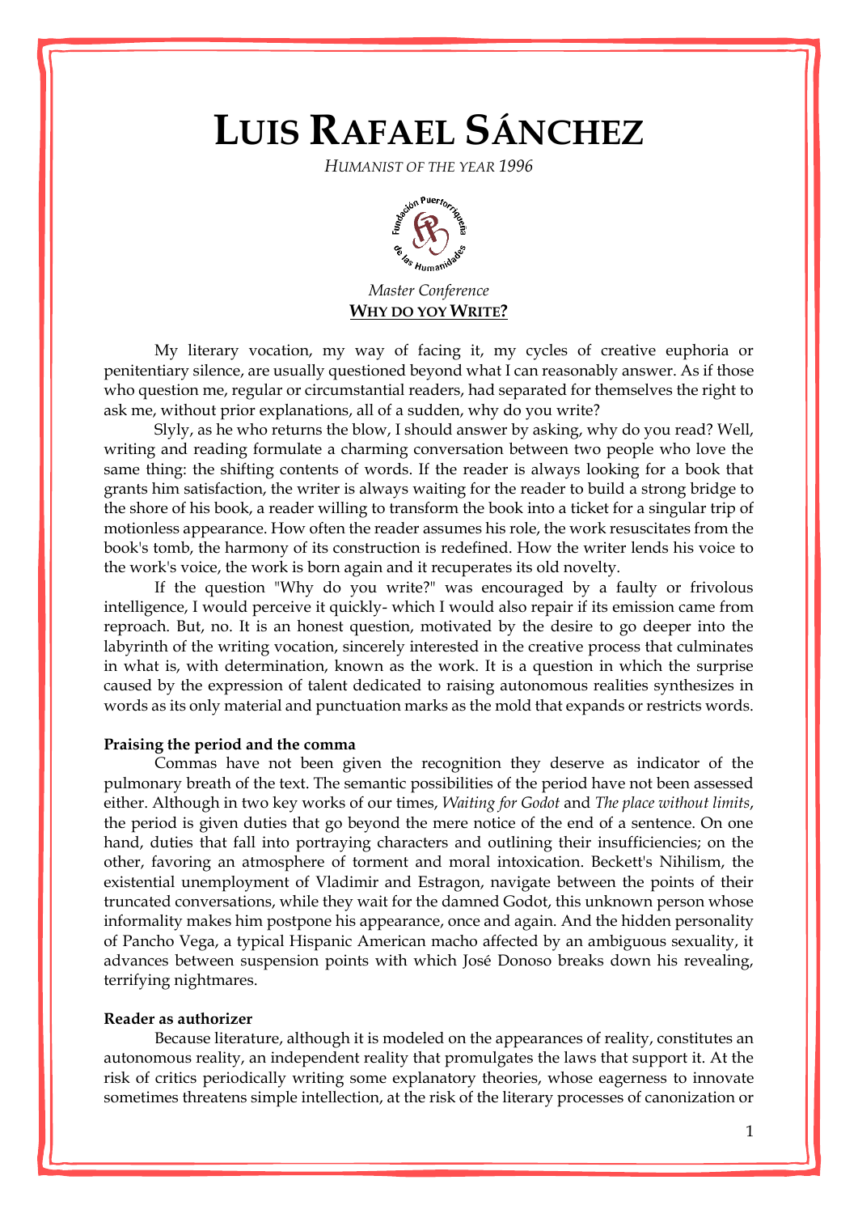# LUIS RAFAEL SÁNCHEZ

*HUMANIST OF THE YEAR 1996*

*Master Conference*

**WHY DO YOY WRITE?**

My literary vocation, my way of facing it, my cycles of creative euphoria or penitentiary silence, are usually questioned beyond what I can reasonably answer. As if those who question me, regular or circumstantial readers, had separated for themselves the right to ask me, without prior explanations, all of a sudden, why do you write?

Slyly, as he who returns the blow, I should answer by asking, why do you read? Well, writing and reading formulate a charming conversation between two people who love the same thing: the shifting contents of words. If the reader is always looking for a book that grants him satisfaction, the writer is always waiting for the reader to build a strong bridge to the shore of his book, a reader willing to transform the book into a ticket for a singular trip of motionless appearance. How often the reader assumes his role, the work resuscitates from the book's tomb, the harmony of its construction is redefined. How the writer lends his voice to the work's voice, the work is born again and it recuperates its old novelty.

If the question "Why do you write?" was encouraged by a faulty or frivolous intelligence, I would perceive it quickly- which I would also repair if its emission came from reproach. But, no. It is an honest question, motivated by the desire to go deeper into the labyrinth of the writing vocation, sincerely interested in the creative process that culminates in what is, with determination, known as the work. It is a question in which the surprise caused by the expression of talent dedicated to raising autonomous realities synthesizes in words as its only material and punctuation marks as the mold that expands or restricts words.

**Praising the period and the comma**

Commas have not been given the recognition they deserve as indicator of the pulmonary breath of the text. The semantic possibilities of the period have not been assessed either. Although in two key works of our times, *Waiting for Godot* and *The place without limits*, the period is given duties that go beyond the mere notice of the end of a sentence. On one hand, duties that fall into portraying characters and outlining their insufficiencies; on the other, favoring an atmosphere of torment and moral intoxication. Beckett's Nihilism, the existential unemployment of Vladimir and Estragon, navigate between the points of their truncated conversations, while they wait for the damned Godot, this unknown person whose informality makes him postpone his appearance, once and again. And the hidden personality of Pancho Vega, a typical Hispanic American macho affected by an ambiguous sexuality, it advances between suspension points with which José Donoso breaks down his revealing, terrifying nightmares.

**Reader as authorizer**

Because literature, although it is modeled on the appearances of reality, constitutes an autonomous reality, an independent reality that promulgates the laws that support it. At the risk of critics periodically writing some explanatory theories, whose eagerness to innovate sometimes threatens simple intellection, at the risk of the literary processes of canonization or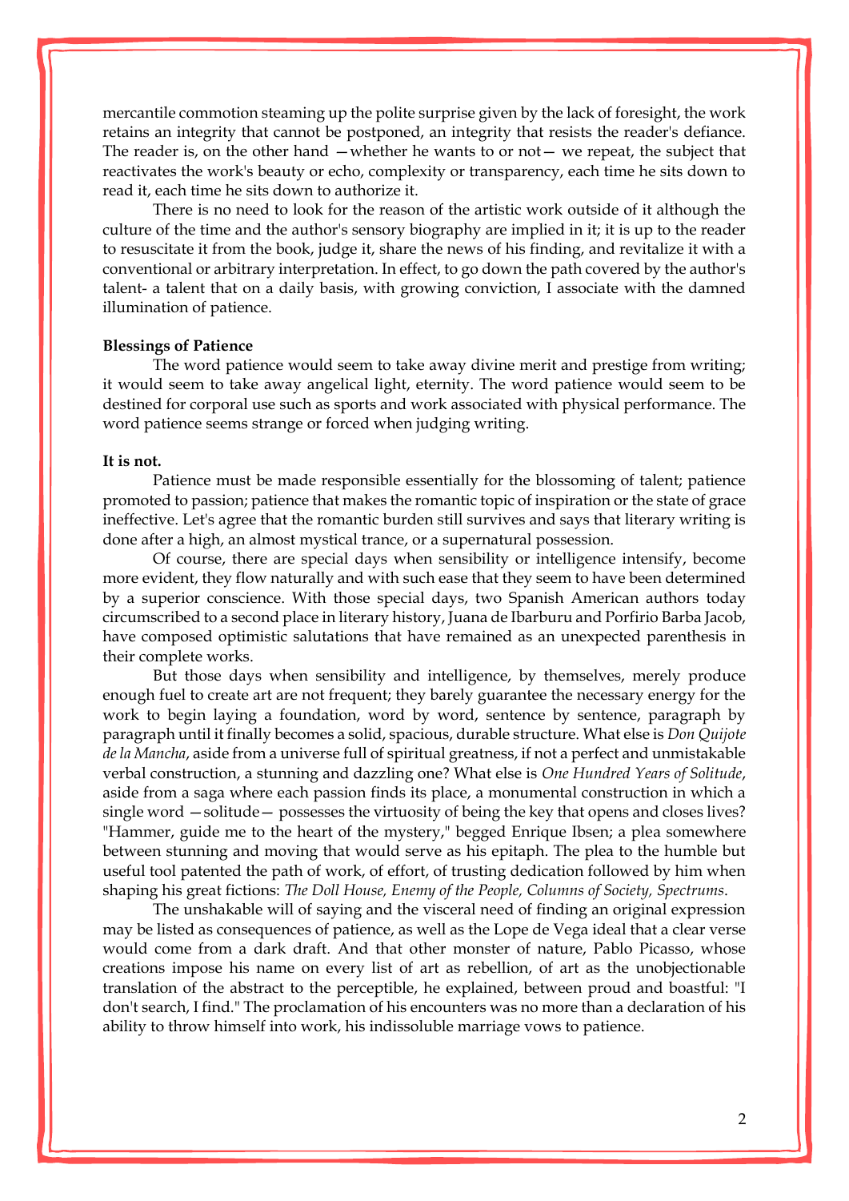mercantile commotion steaming up the polite surprise given by the lack of foresight, the work retains an integrity that cannot be postponed, an integrity that resists the reader's defiance. The reader is, on the other hand —whether he wants to or not— we repeat, the subject that reactivates the work's beauty or echo, complexity or transparency, each time he sits down to read it, each time he sits down to authorize it.

There is no need to look for the reason of the artistic work outside of it although the culture of the time and the author's sensory biography are implied in it; it is up to the reader to resuscitate it from the book, judge it, share the news of his finding, and revitalize it with a conventional or arbitrary interpretation. In effect, to go down the path covered by the author's talent- a talent that on a daily basis, with growing conviction, I associate with the damned illumination of patience.

**Blessings of Patience**

The word patience would seem to take away divine merit and prestige from writing; it would seem to take away angelical light, eternity. The word patience would seem to be destined for corporal use such as sports and work associated with physical performance. The word patience seems strange or forced when judging writing.

**It is not.**

Patience must be made responsible essentially for the blossoming of talent; patience promoted to passion; patience that makes the romantic topic of inspiration or the state of grace ineffective. Let's agree that the romantic burden still survives and says that literary writing is done after a high, an almost mystical trance, or a supernatural possession.

Of course, there are special days when sensibility or intelligence intensify, become more evident, they flow naturally and with such ease that they seem to have been determined by a superior conscience. With those special days, two Spanish American authors today circumscribed to a second place in literary history, Juana de Ibarburu and Porfirio Barba Jacob, have composed optimistic salutations that have remained as an unexpected parenthesis in their complete works.

But those days when sensibility and intelligence, by themselves, merely produce enough fuel to create art are not frequent; they barely guarantee the necessary energy for the work to begin laying a foundation, word by word, sentence by sentence, paragraph by paragraph until it finally becomes a solid, spacious, durable structure. What else is *Don Quijote de la Mancha*, aside from a universe full of spiritual greatness, if not a perfect and unmistakable verbal construction, a stunning and dazzling one? What else is *One Hundred Years of Solitude*, aside from a saga where each passion finds its place, a monumental construction in which a single word —solitude— possesses the virtuosity of being the key that opens and closes lives? "Hammer, guide me to the heart of the mystery," begged Enrique Ibsen; a plea somewhere between stunning and moving that would serve as his epitaph. The plea to the humble but useful tool patented the path of work, of effort, of trusting dedication followed by him when shaping his great fictions: *The Doll House, Enemy of the People, Columns of Society, Spectrums*.

The unshakable will of saying and the visceral need of finding an original expression may be listed as consequences of patience, as well as the Lope de Vega ideal that a clear verse would come from a dark draft. And that other monster of nature, Pablo Picasso, whose creations impose his name on every list of art as rebellion, of art as the unobjectionable translation of the abstract to the perceptible, he explained, between proud and boastful: "I don't search, I find." The proclamation of his encounters was no more than a declaration of his ability to throw himself into work, his indissoluble marriage vows to patience.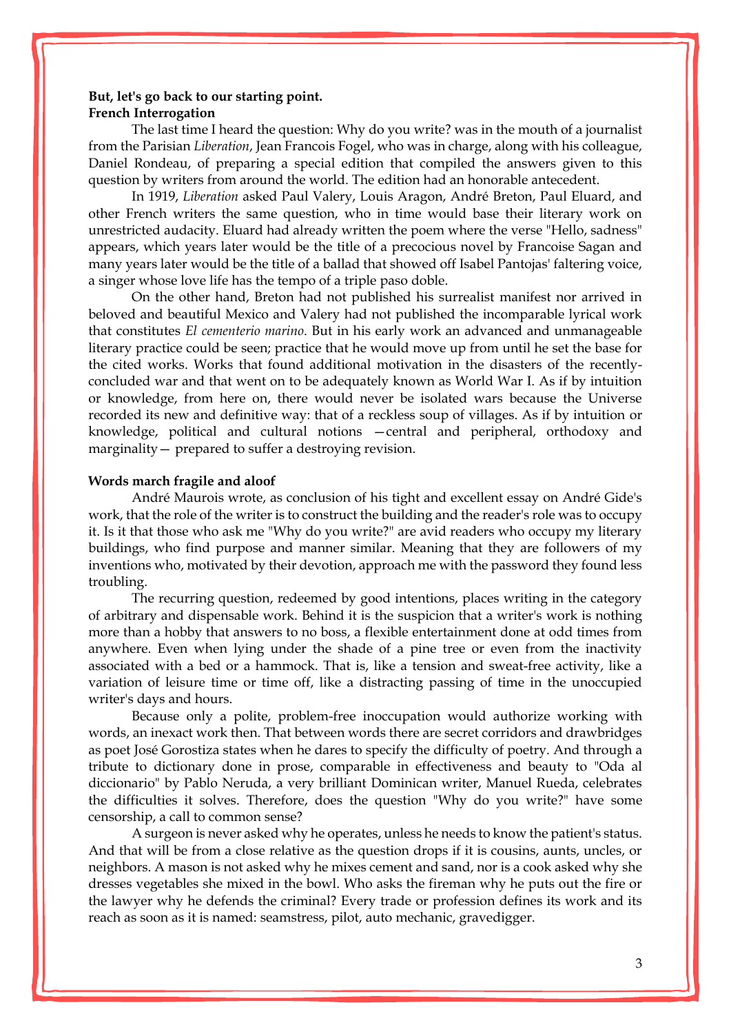**But, let's go back to our starting point.**

**French Interrogation**

The last time I heard the question: Why do you write? was in the mouth of a journalist from the Parisian *Liberation*, Jean Francois Fogel, who was in charge, along with his colleague, Daniel Rondeau, of preparing a special edition that compiled the answers given to this question by writers from around the world. The edition had an honorable antecedent.

In 1919, *Liberation* asked Paul Valery, Louis Aragon, André Breton, Paul Eluard, and other French writers the same question, who in time would base their literary work on unrestricted audacity. Eluard had already written the poem where the verse "Hello, sadness" appears, which years later would be the title of a precocious novel by Francoise Sagan and many years later would be the title of a ballad that showed off Isabel Pantojas' faltering voice, a singer whose love life has the tempo of a triple paso doble.

On the other hand, Breton had not published his surrealist manifest nor arrived in beloved and beautiful Mexico and Valery had not published the incomparable lyrical work that constitutes *El cementerio marino*. But in his early work an advanced and unmanageable literary practice could be seen; practice that he would move up from until he set the base for the cited works. Works that found additional motivation in the disasters of the recently-concluded war and that went on to be adequately known as World War I. As if by intuition or knowledge, from here on, there would never be isolated wars because the Universe recorded its new and definitive way: that of a reckless soup of villages. As if by intuition or knowledge, political and cultural notions —central and peripheral, orthodoxy and marginality— prepared to suffer a destroying revision.

**Words march fragile and aloof**

André Maurois wrote, as conclusion of his tight and excellent essay on André Gide's work, that the role of the writer is to construct the building and the reader's role was to occupy it. Is it that those who ask me "Why do you write?" are avid readers who occupy my literary buildings, who find purpose and manner similar. Meaning that they are followers of my inventions who, motivated by their devotion, approach me with the password they found less troubling.

The recurring question, redeemed by good intentions, places writing in the category of arbitrary and dispensable work. Behind it is the suspicion that a writer's work is nothing more than a hobby that answers to no boss, a flexible entertainment done at odd times from anywhere. Even when lying under the shade of a pine tree or even from the inactivity associated with a bed or a hammock. That is, like a tension and sweat-free activity, like a variation of leisure time or time off, like a distracting passing of time in the unoccupied writer's days and hours.

Because only a polite, problem-free inoccupation would authorize working with words, an inexact work then. That between words there are secret corridors and drawbridges as poet José Gorostiza states when he dares to specify the difficulty of poetry. And through a tribute to dictionary done in prose, comparable in effectiveness and beauty to "Oda al diccionario" by Pablo Neruda, a very brilliant Dominican writer, Manuel Rueda, celebrates the difficulties it solves. Therefore, does the question "Why do you write?" have some censorship, a call to common sense?

A surgeon is never asked why he operates, unless he needs to know the patient's status. And that will be from a close relative as the question drops if it is cousins, aunts, uncles, or neighbors. A mason is not asked why he mixes cement and sand, nor is a cook asked why she dresses vegetables she mixed in the bowl. Who asks the fireman why he puts out the fire or the lawyer why he defends the criminal? Every trade or profession defines its work and its reach as soon as it is named: seamstress, pilot, auto mechanic, gravedigger.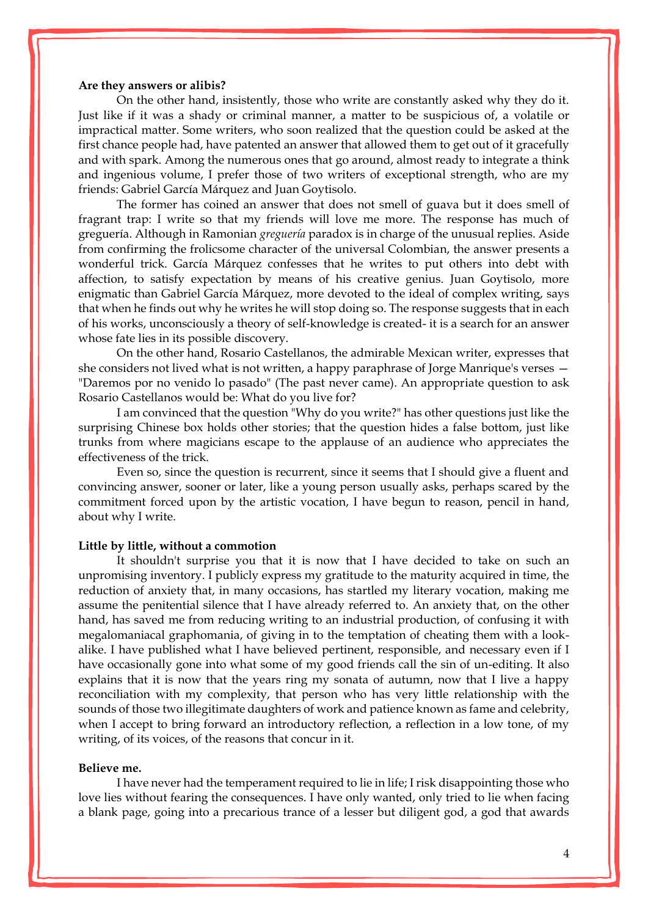**Are they answers or alibis?**

On the other hand, insistently, those who write are constantly asked why they do it. Just like if it was a shady or criminal manner, a matter to be suspicious of, a volatile or impractical matter. Some writers, who soon realized that the question could be asked at the first chance people had, have patented an answer that allowed them to get out of it gracefully and with spark. Among the numerous ones that go around, almost ready to integrate a think and ingenious volume, I prefer those of two writers of exceptional strength, who are my friends: Gabriel García Márquez and Juan Goytisolo.

The former has coined an answer that does not smell of guava but it does smell of fragrant trap: I write so that my friends will love me more. The response has much of greguería. Although in Ramonian *greguería* paradox is in charge of the unusual replies. Aside from confirming the frolicsome character of the universal Colombian, the answer presents a wonderful trick. García Márquez confesses that he writes to put others into debt with affection, to satisfy expectation by means of his creative genius. Juan Goytisolo, more enigmatic than Gabriel García Márquez, more devoted to the ideal of complex writing, says that when he finds out why he writes he will stop doing so. The response suggests that in each of his works, unconsciously a theory of self-knowledge is created- it is a search for an answer whose fate lies in its possible discovery.

On the other hand, Rosario Castellanos, the admirable Mexican writer, expresses that she considers not lived what is not written, a happy paraphrase of Jorge Manrique's verses — "Daremos por no venido lo pasado" (The past never came). An appropriate question to ask Rosario Castellanos would be: What do you live for?

I am convinced that the question "Why do you write?" has other questions just like the surprising Chinese box holds other stories; that the question hides a false bottom, just like trunks from where magicians escape to the applause of an audience who appreciates the effectiveness of the trick.

Even so, since the question is recurrent, since it seems that I should give a fluent and convincing answer, sooner or later, like a young person usually asks, perhaps scared by the commitment forced upon by the artistic vocation, I have begun to reason, pencil in hand, about why I write.

**Little by little, without a commotion**

It shouldn't surprise you that it is now that I have decided to take on such an unpromising inventory. I publicly express my gratitude to the maturity acquired in time, the reduction of anxiety that, in many occasions, has startled my literary vocation, making me assume the penitential silence that I have already referred to. An anxiety that, on the other hand, has saved me from reducing writing to an industrial production, of confusing it with megalomaniacal graphomania, of giving in to the temptation of cheating them with a look-alike. I have published what I have believed pertinent, responsible, and necessary even if I have occasionally gone into what some of my good friends call the sin of un-editing. It also explains that it is now that the years ring my sonata of autumn, now that I live a happy reconciliation with my complexity, that person who has very little relationship with the sounds of those two illegitimate daughters of work and patience known as fame and celebrity, when I accept to bring forward an introductory reflection, a reflection in a low tone, of my writing, of its voices, of the reasons that concur in it.

**Believe me.**

I have never had the temperament required to lie in life; I risk disappointing those who love lies without fearing the consequences. I have only wanted, only tried to lie when facing a blank page, going into a precarious trance of a lesser but diligent god, a god that awards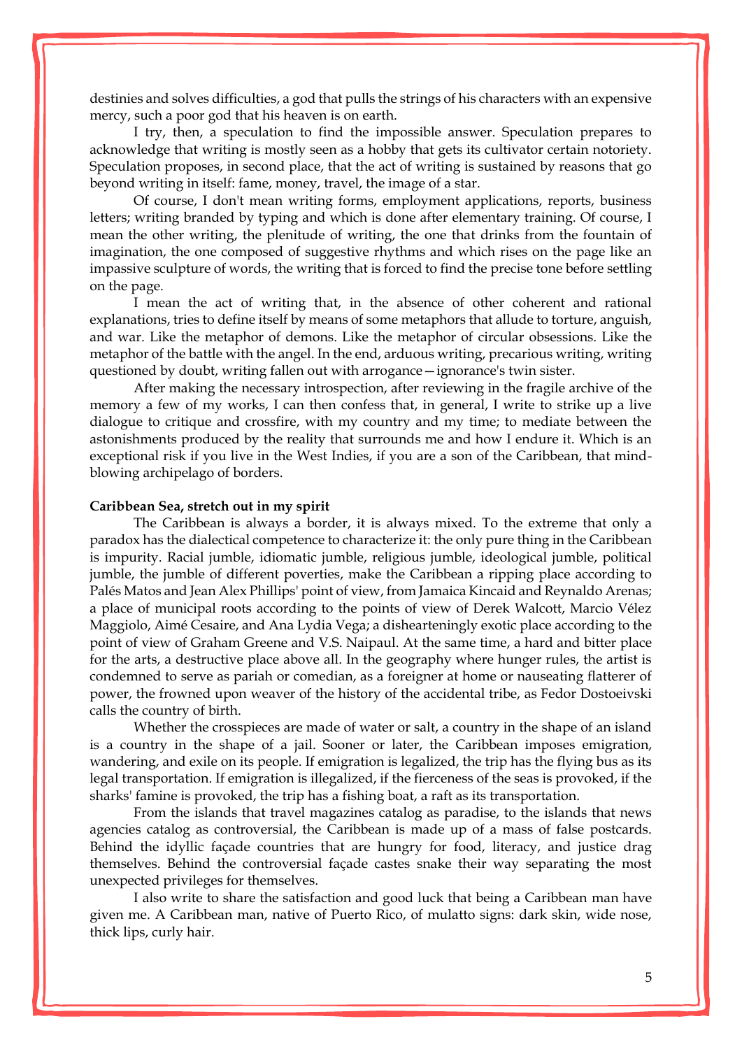destinies and solves difficulties, a god that pulls the strings of his characters with an expensive mercy, such a poor god that his heaven is on earth.

I try, then, a speculation to find the impossible answer. Speculation prepares to acknowledge that writing is mostly seen as a hobby that gets its cultivator certain notoriety. Speculation proposes, in second place, that the act of writing is sustained by reasons that go beyond writing in itself: fame, money, travel, the image of a star.

Of course, I don't mean writing forms, employment applications, reports, business letters; writing branded by typing and which is done after elementary training. Of course, I mean the other writing, the plenitude of writing, the one that drinks from the fountain of imagination, the one composed of suggestive rhythms and which rises on the page like an impassive sculpture of words, the writing that is forced to find the precise tone before settling on the page.

I mean the act of writing that, in the absence of other coherent and rational explanations, tries to define itself by means of some metaphors that allude to torture, anguish, and war. Like the metaphor of demons. Like the metaphor of circular obsessions. Like the metaphor of the battle with the angel. In the end, arduous writing, precarious writing, writing questioned by doubt, writing fallen out with arrogance—ignorance's twin sister.

After making the necessary introspection, after reviewing in the fragile archive of the memory a few of my works, I can then confess that, in general, I write to strike up a live dialogue to critique and crossfire, with my country and my time; to mediate between the astonishments produced by the reality that surrounds me and how I endure it. Which is an exceptional risk if you live in the West Indies, if you are a son of the Caribbean, that mind-blowing archipelago of borders.

**Caribbean Sea, stretch out in my spirit**

The Caribbean is always a border, it is always mixed. To the extreme that only a paradox has the dialectical competence to characterize it: the only pure thing in the Caribbean is impurity. Racial jumble, idiomatic jumble, religious jumble, ideological jumble, political jumble, the jumble of different poverties, make the Caribbean a ripping place according to Palés Matos and Jean Alex Phillips' point of view, from Jamaica Kincaid and Reynaldo Arenas; a place of municipal roots according to the points of view of Derek Walcott, Marcio Vélez Maggiolo, Aimé Cesaire, and Ana Lydia Vega; a dishearteningly exotic place according to the point of view of Graham Greene and V.S. Naipaul. At the same time, a hard and bitter place for the arts, a destructive place above all. In the geography where hunger rules, the artist is condemned to serve as pariah or comedian, as a foreigner at home or nauseating flatterer of power, the frowned upon weaver of the history of the accidental tribe, as Fedor Dostoeivski calls the country of birth.

Whether the crosspieces are made of water or salt, a country in the shape of an island is a country in the shape of a jail. Sooner or later, the Caribbean imposes emigration, wandering, and exile on its people. If emigration is legalized, the trip has the flying bus as its legal transportation. If emigration is illegalized, if the fierceness of the seas is provoked, if the sharks' famine is provoked, the trip has a fishing boat, a raft as its transportation.

From the islands that travel magazines catalog as paradise, to the islands that news agencies catalog as controversial, the Caribbean is made up of a mass of false postcards. Behind the idyllic façade countries that are hungry for food, literacy, and justice drag themselves. Behind the controversial façade castes snake their way separating the most unexpected privileges for themselves.

I also write to share the satisfaction and good luck that being a Caribbean man have given me. A Caribbean man, native of Puerto Rico, of mulatto signs: dark skin, wide nose, thick lips, curly hair.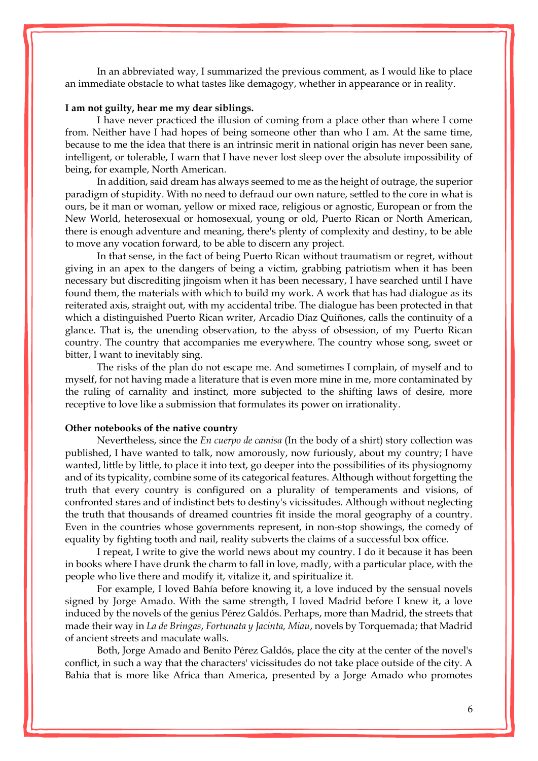In an abbreviated way, I summarized the previous comment, as I would like to place an immediate obstacle to what tastes like demagogy, whether in appearance or in reality.

**I am not guilty, hear me my dear siblings.**

I have never practiced the illusion of coming from a place other than where I come from. Neither have I had hopes of being someone other than who I am. At the same time, because to me the idea that there is an intrinsic merit in national origin has never been sane, intelligent, or tolerable, I warn that I have never lost sleep over the absolute impossibility of being, for example, North American.

In addition, said dream has always seemed to me as the height of outrage, the superior paradigm of stupidity. With no need to defraud our own nature, settled to the core in what is ours, be it man or woman, yellow or mixed race, religious or agnostic, European or from the New World, heterosexual or homosexual, young or old, Puerto Rican or North American, there is enough adventure and meaning, there's plenty of complexity and destiny, to be able to move any vocation forward, to be able to discern any project.

In that sense, in the fact of being Puerto Rican without traumatism or regret, without giving in an apex to the dangers of being a victim, grabbing patriotism when it has been necessary but discrediting jingoism when it has been necessary, I have searched until I have found them, the materials with which to build my work. A work that has had dialogue as its reiterated axis, straight out, with my accidental tribe. The dialogue has been protected in that which a distinguished Puerto Rican writer, Arcadio Díaz Quiñones, calls the continuity of a glance. That is, the unending observation, to the abyss of obsession, of my Puerto Rican country. The country that accompanies me everywhere. The country whose song, sweet or bitter, I want to inevitably sing.

The risks of the plan do not escape me. And sometimes I complain, of myself and to myself, for not having made a literature that is even more mine in me, more contaminated by the ruling of carnality and instinct, more subjected to the shifting laws of desire, more receptive to love like a submission that formulates its power on irrationality.

**Other notebooks of the native country**

Nevertheless, since the *En cuerpo de camisa* (In the body of a shirt) story collection was published, I have wanted to talk, now amorously, now furiously, about my country; I have wanted, little by little, to place it into text, go deeper into the possibilities of its physiognomy and of its typicality, combine some of its categorical features. Although without forgetting the truth that every country is configured on a plurality of temperaments and visions, of confronted stares and of indistinct bets to destiny's vicissitudes. Although without neglecting the truth that thousands of dreamed countries fit inside the moral geography of a country. Even in the countries whose governments represent, in non-stop showings, the comedy of equality by fighting tooth and nail, reality subverts the claims of a successful box office.

I repeat, I write to give the world news about my country. I do it because it has been in books where I have drunk the charm to fall in love, madly, with a particular place, with the people who live there and modify it, vitalize it, and spiritualize it.

For example, I loved Bahía before knowing it, a love induced by the sensual novels signed by Jorge Amado. With the same strength, I loved Madrid before I knew it, a love induced by the novels of the genius Pérez Galdós. Perhaps, more than Madrid, the streets that made their way in *La de Bringas*, *Fortunata y Jacinta, Miau*, novels by Torquemada; that Madrid of ancient streets and maculate walls.

Both, Jorge Amado and Benito Pérez Galdós, place the city at the center of the novel's conflict, in such a way that the characters' vicissitudes do not take place outside of the city. A Bahía that is more like Africa than America, presented by a Jorge Amado who promotes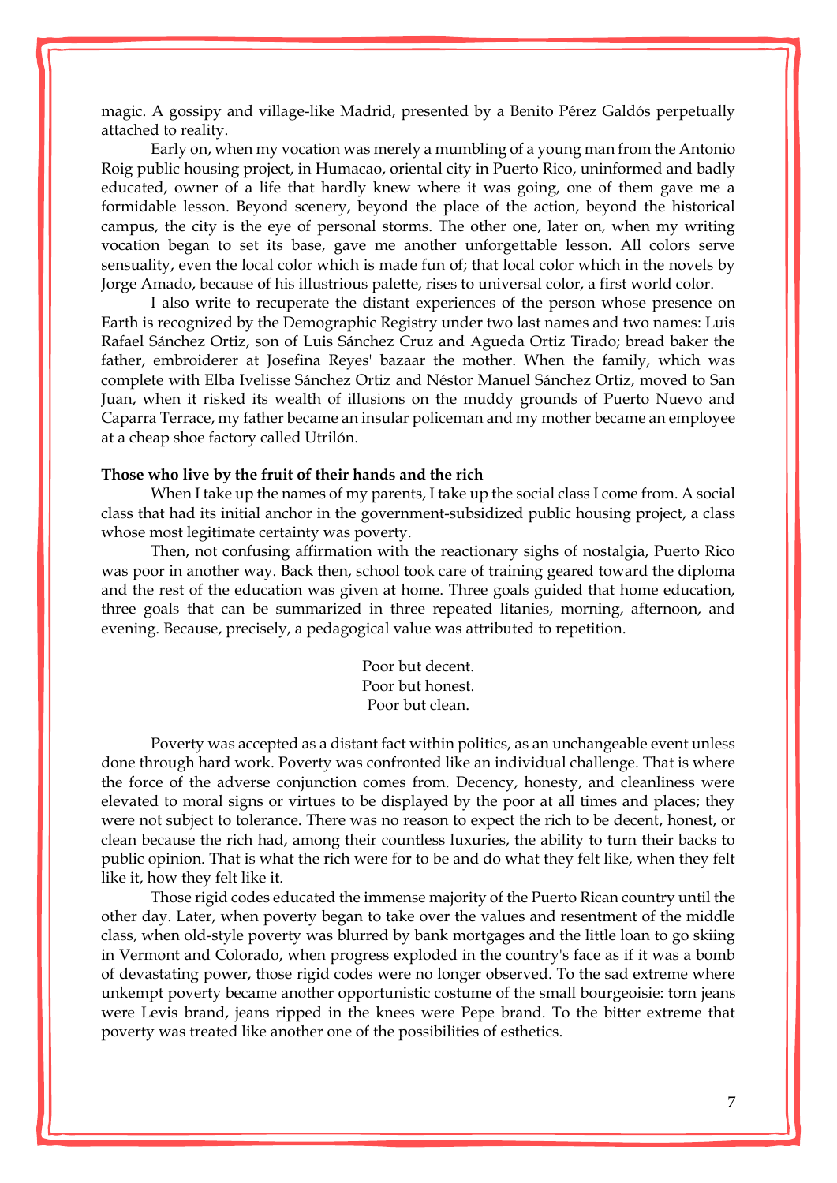magic. A gossipy and village-like Madrid, presented by a Benito Pérez Galdós perpetually attached to reality.

Early on, when my vocation was merely a mumbling of a young man from the Antonio Roig public housing project, in Humacao, oriental city in Puerto Rico, uninformed and badly educated, owner of a life that hardly knew where it was going, one of them gave me a formidable lesson. Beyond scenery, beyond the place of the action, beyond the historical campus, the city is the eye of personal storms. The other one, later on, when my writing vocation began to set its base, gave me another unforgettable lesson. All colors serve sensuality, even the local color which is made fun of; that local color which in the novels by Jorge Amado, because of his illustrious palette, rises to universal color, a first world color.

I also write to recuperate the distant experiences of the person whose presence on Earth is recognized by the Demographic Registry under two last names and two names: Luis Rafael Sánchez Ortiz, son of Luis Sánchez Cruz and Agueda Ortiz Tirado; bread baker the father, embroiderer at Josefina Reyes' bazaar the mother. When the family, which was complete with Elba Ivelisse Sánchez Ortiz and Néstor Manuel Sánchez Ortiz, moved to San Juan, when it risked its wealth of illusions on the muddy grounds of Puerto Nuevo and Caparra Terrace, my father became an insular policeman and my mother became an employee at a cheap shoe factory called Utrilón.

**Those who live by the fruit of their hands and the rich**

When I take up the names of my parents, I take up the social class I come from. A social class that had its initial anchor in the government-subsidized public housing project, a class whose most legitimate certainty was poverty.

Then, not confusing affirmation with the reactionary sighs of nostalgia, Puerto Rico was poor in another way. Back then, school took care of training geared toward the diploma and the rest of the education was given at home. Three goals guided that home education, three goals that can be summarized in three repeated litanies, morning, afternoon, and evening. Because, precisely, a pedagogical value was attributed to repetition.

Poor but decent.
Poor but honest.
Poor but clean.

Poverty was accepted as a distant fact within politics, as an unchangeable event unless done through hard work. Poverty was confronted like an individual challenge. That is where the force of the adverse conjunction comes from. Decency, honesty, and cleanliness were elevated to moral signs or virtues to be displayed by the poor at all times and places; they were not subject to tolerance. There was no reason to expect the rich to be decent, honest, or clean because the rich had, among their countless luxuries, the ability to turn their backs to public opinion. That is what the rich were for to be and do what they felt like, when they felt like it, how they felt like it.

Those rigid codes educated the immense majority of the Puerto Rican country until the other day. Later, when poverty began to take over the values and resentment of the middle class, when old-style poverty was blurred by bank mortgages and the little loan to go skiing in Vermont and Colorado, when progress exploded in the country's face as if it was a bomb of devastating power, those rigid codes were no longer observed. To the sad extreme where unkempt poverty became another opportunistic costume of the small bourgeoisie: torn jeans were Levis brand, jeans ripped in the knees were Pepe brand. To the bitter extreme that poverty was treated like another one of the possibilities of esthetics.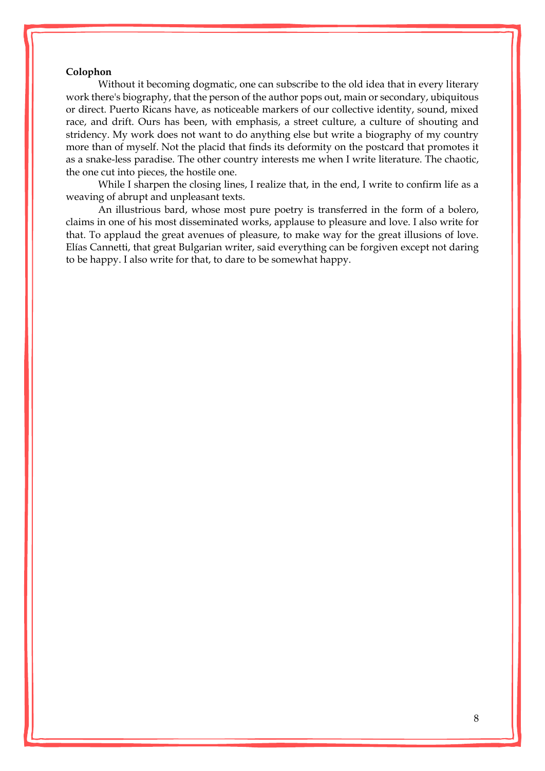**Colophon**

Without it becoming dogmatic, one can subscribe to the old idea that in every literary work there's biography, that the person of the author pops out, main or secondary, ubiquitous or direct. Puerto Ricans have, as noticeable markers of our collective identity, sound, mixed race, and drift. Ours has been, with emphasis, a street culture, a culture of shouting and stridency. My work does not want to do anything else but write a biography of my country more than of myself. Not the placid that finds its deformity on the postcard that promotes it as a snake-less paradise. The other country interests me when I write literature. The chaotic, the one cut into pieces, the hostile one.

While I sharpen the closing lines, I realize that, in the end, I write to confirm life as a weaving of abrupt and unpleasant texts.

An illustrious bard, whose most pure poetry is transferred in the form of a bolero, claims in one of his most disseminated works, applause to pleasure and love. I also write for that. To applaud the great avenues of pleasure, to make way for the great illusions of love. Elías Cannetti, that great Bulgarian writer, said everything can be forgiven except not daring to be happy. I also write for that, to dare to be somewhat happy.